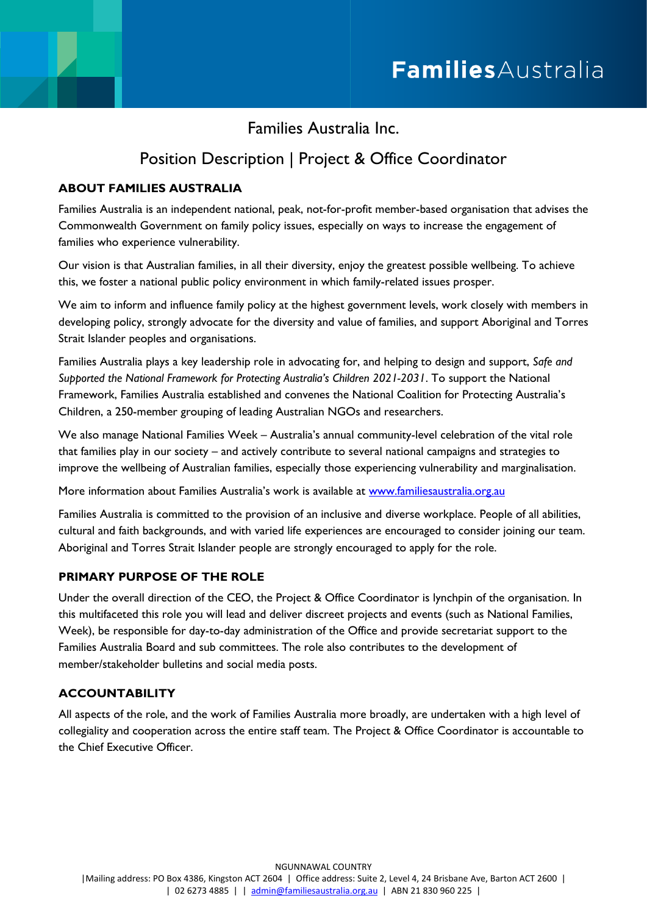# Families Australia Inc.

## Position Description | Project & Office Coordinator

### ABOUT FAMILIES AUSTRALIA

Families Australia is an independent national, peak, not-for-profit member-based organisation that advises the Commonwealth Government on family policy issues, especially on ways to increase the engagement of families who experience vulnerability.

Our vision is that Australian families, in all their diversity, enjoy the greatest possible wellbeing. To achieve this, we foster a national public policy environment in which family-related issues prosper.

We aim to inform and influence family policy at the highest government levels, work closely with members in developing policy, strongly advocate for the diversity and value of families, and support Aboriginal and Torres Strait Islander peoples and organisations.

Families Australia plays a key leadership role in advocating for, and helping to design and support, *Safe and Supported the National Framework for Protecting Australia's Children 2021-2031*. To support the National Framework, Families Australia established and convenes the National Coalition for Protecting Australia's Children, a 250-member grouping of leading Australian NGOs and researchers.

We also manage National Families Week – Australia's annual community-level celebration of the vital role that families play in our society – and actively contribute to several national campaigns and strategies to improve the wellbeing of Australian families, especially those experiencing vulnerability and marginalisation.

More information about Families Australia's work is available at www.familiesaustralia.org.au

Families Australia is committed to the provision of an inclusive and diverse workplace. People of all abilities, cultural and faith backgrounds, and with varied life experiences are encouraged to consider joining our team. Aboriginal and Torres Strait Islander people are strongly encouraged to apply for the role.

### PRIMARY PURPOSE OF THE ROLE

Under the overall direction of the CEO, the Project & Office Coordinator is lynchpin of the organisation. In this multifaceted this role you will lead and deliver discreet projects and events (such as National Families, Week), be responsible for day-to-day administration of the Office and provide secretariat support to the Families Australia Board and sub committees. The role also contributes to the development of member/stakeholder bulletins and social media posts.

### ACCOUNTABILITY

All aspects of the role, and the work of Families Australia more broadly, are undertaken with a high level of collegiality and cooperation across the entire staff team. The Project & Office Coordinator is accountable to the Chief Executive Officer.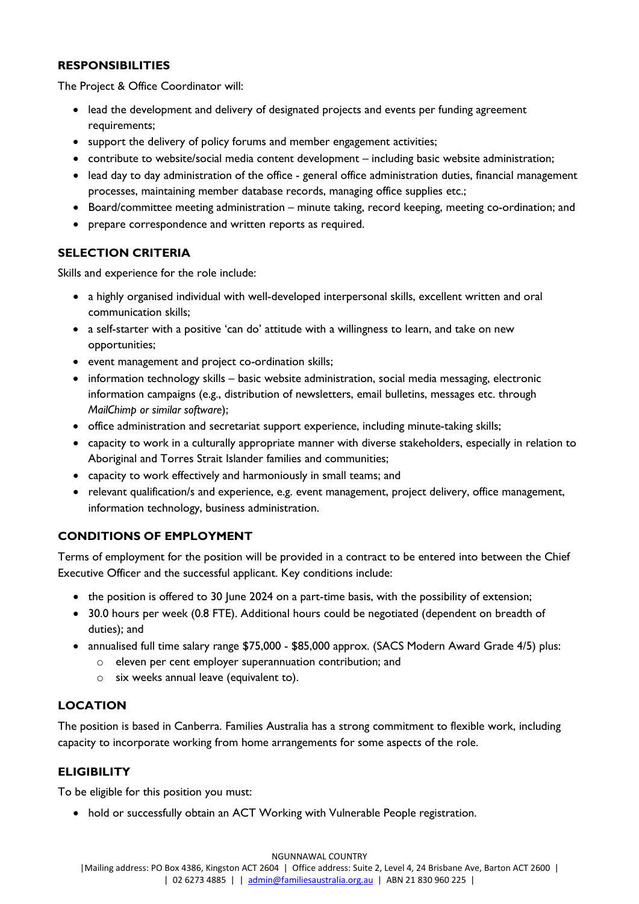## RESPONSIBILITIES

The Project & Office Coordinator will:

- lead the development and delivery of designated projects and events per funding agreement requirements;
- support the delivery of policy forums and member engagement activities;
- contribute to website/social media content development – including basic website administration;
- lead day to day administration of the office - general office administration duties, financial management processes, maintaining member database records, managing office supplies etc.;
- Board/committee meeting administration – minute taking, record keeping, meeting co-ordination; and
- prepare correspondence and written reports as required.

## SELECTION CRITERIA

Skills and experience for the role include:

- a highly organised individual with well-developed interpersonal skills, excellent written and oral communication skills;
- a self-starter with a positive 'can do' attitude with a willingness to learn, and take on new opportunities;
- event management and project co-ordination skills;
- information technology skills – basic website administration, social media messaging, electronic information campaigns (e.g., distribution of newsletters, email bulletins, messages etc. through *MailChimp or similar software*);
- office administration and secretariat support experience, including minute-taking skills;
- capacity to work in a culturally appropriate manner with diverse stakeholders, especially in relation to Aboriginal and Torres Strait Islander families and communities;
- capacity to work effectively and harmoniously in small teams; and
- relevant qualification/s and experience, e.g. event management, project delivery, office management, information technology, business administration.

## CONDITIONS OF EMPLOYMENT

Terms of employment for the position will be provided in a contract to be entered into between the Chief Executive Officer and the successful applicant. Key conditions include:

- the position is offered to 30 June 2024 on a part-time basis, with the possibility of extension;
- 30.0 hours per week (0.8 FTE). Additional hours could be negotiated (dependent on breadth of duties); and
- annualised full time salary range $75,000 - $85,000 approx. (SACS Modern Award Grade 4/5) plus:
  - eleven per cent employer superannuation contribution; and
  - six weeks annual leave (equivalent to).

## LOCATION

The position is based in Canberra. Families Australia has a strong commitment to flexible work, including capacity to incorporate working from home arrangements for some aspects of the role.

## ELIGIBILITY

To be eligible for this position you must:

- hold or successfully obtain an ACT Working with Vulnerable People registration.

NGUNNAWAL COUNTRY

|Mailing address: PO Box 4386, Kingston ACT 2604 | Office address: Suite 2, Level 4, 24 Brisbane Ave, Barton ACT 2600 |
| 02 6273 4885 | | admin@familiesaustralia.org.au | ABN 21 830 960 225 |